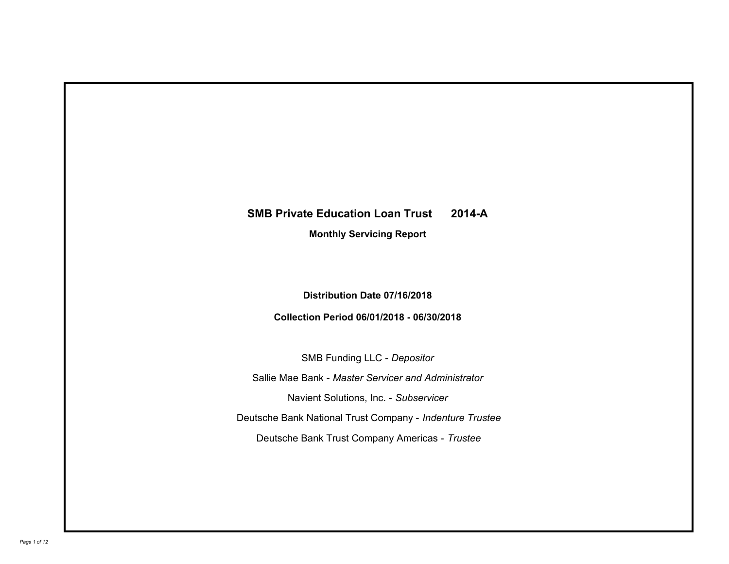# SMB Private Education Loan Trust 2014-A

**Monthly Servicing Report**

**Distribution Date 07/16/2018**

**Collection Period 06/01/2018 - 06/30/2018**

SMB Funding LLC - *Depositor*

Sallie Mae Bank - *Master Servicer and Administrator*

Navient Solutions, Inc. - *Subservicer*

Deutsche Bank National Trust Company - *Indenture Trustee*

Deutsche Bank Trust Company Americas - *Trustee*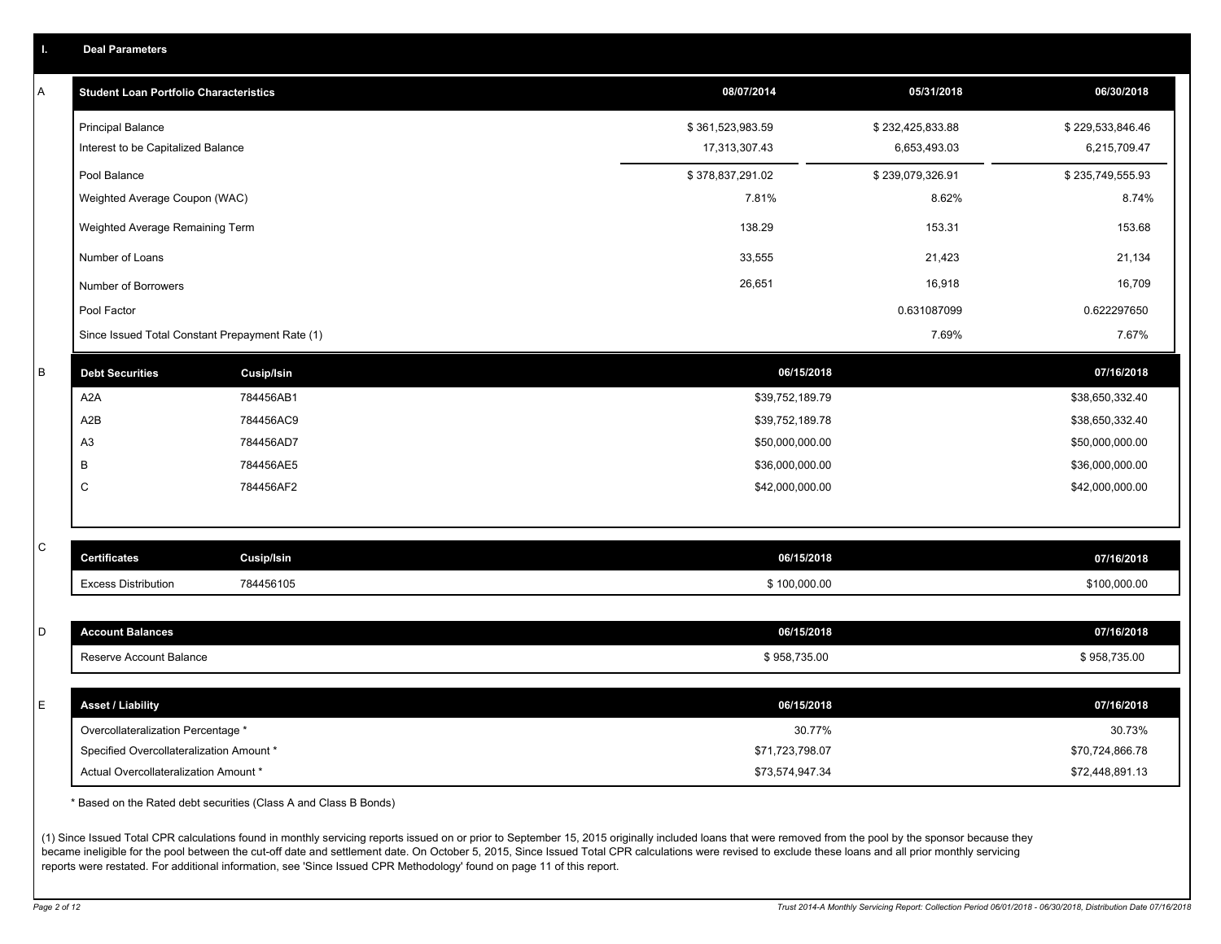## I. Deal Parameters

### A

| Student Loan Portfolio Characteristics | 08/07/2014 | 05/31/2018 | 06/30/2018 |
|---|---|---|---|
| Principal Balance | $ 361,523,983.59 | $ 232,425,833.88 | $ 229,533,846.46 |
| Interest to be Capitalized Balance | 17,313,307.43 | 6,653,493.03 | 6,215,709.47 |
| Pool Balance | $ 378,837,291.02 | $ 239,079,326.91 | $ 235,749,555.93 |
| Weighted Average Coupon (WAC) | 7.81% | 8.62% | 8.74% |
| Weighted Average Remaining Term | 138.29 | 153.31 | 153.68 |
| Number of Loans | 33,555 | 21,423 | 21,134 |
| Number of Borrowers | 26,651 | 16,918 | 16,709 |
| Pool Factor | | 0.631087099 | 0.622297650 |
| Since Issued Total Constant Prepayment Rate (1) | | 7.69% | 7.67% |

### B

| Debt Securities | Cusip/Isin | 06/15/2018 | 07/16/2018 |
|---|---|---|---|
| A2A | 784456AB1 | $39,752,189.79 | $38,650,332.40 |
| A2B | 784456AC9 | $39,752,189.78 | $38,650,332.40 |
| A3 | 784456AD7 | $50,000,000.00 | $50,000,000.00 |
| B | 784456AE5 | $36,000,000.00 | $36,000,000.00 |
| C | 784456AF2 | $42,000,000.00 | $42,000,000.00 |

### C

| Certificates | Cusip/Isin | 06/15/2018 | 07/16/2018 |
|---|---|---|---|
| Excess Distribution | 784456105 | $ 100,000.00 | $100,000.00 |

### D

| Account Balances | 06/15/2018 | 07/16/2018 |
|---|---|---|
| Reserve Account Balance | $ 958,735.00 | $ 958,735.00 |

### E

| Asset / Liability | 06/15/2018 | 07/16/2018 |
|---|---|---|
| Overcollateralization Percentage * | 30.77% | 30.73% |
| Specified Overcollateralization Amount * | $71,723,798.07 | $70,724,866.78 |
| Actual Overcollateralization Amount * | $73,574,947.34 | $72,448,891.13 |

* Based on the Rated debt securities (Class A and Class B Bonds)

(1) Since Issued Total CPR calculations found in monthly servicing reports issued on or prior to September 15, 2015 originally included loans that were removed from the pool by the sponsor because they became ineligible for the pool between the cut-off date and settlement date. On October 5, 2015, Since Issued Total CPR calculations were revised to exclude these loans and all prior monthly servicing reports were restated. For additional information, see 'Since Issued CPR Methodology' found on page 11 of this report.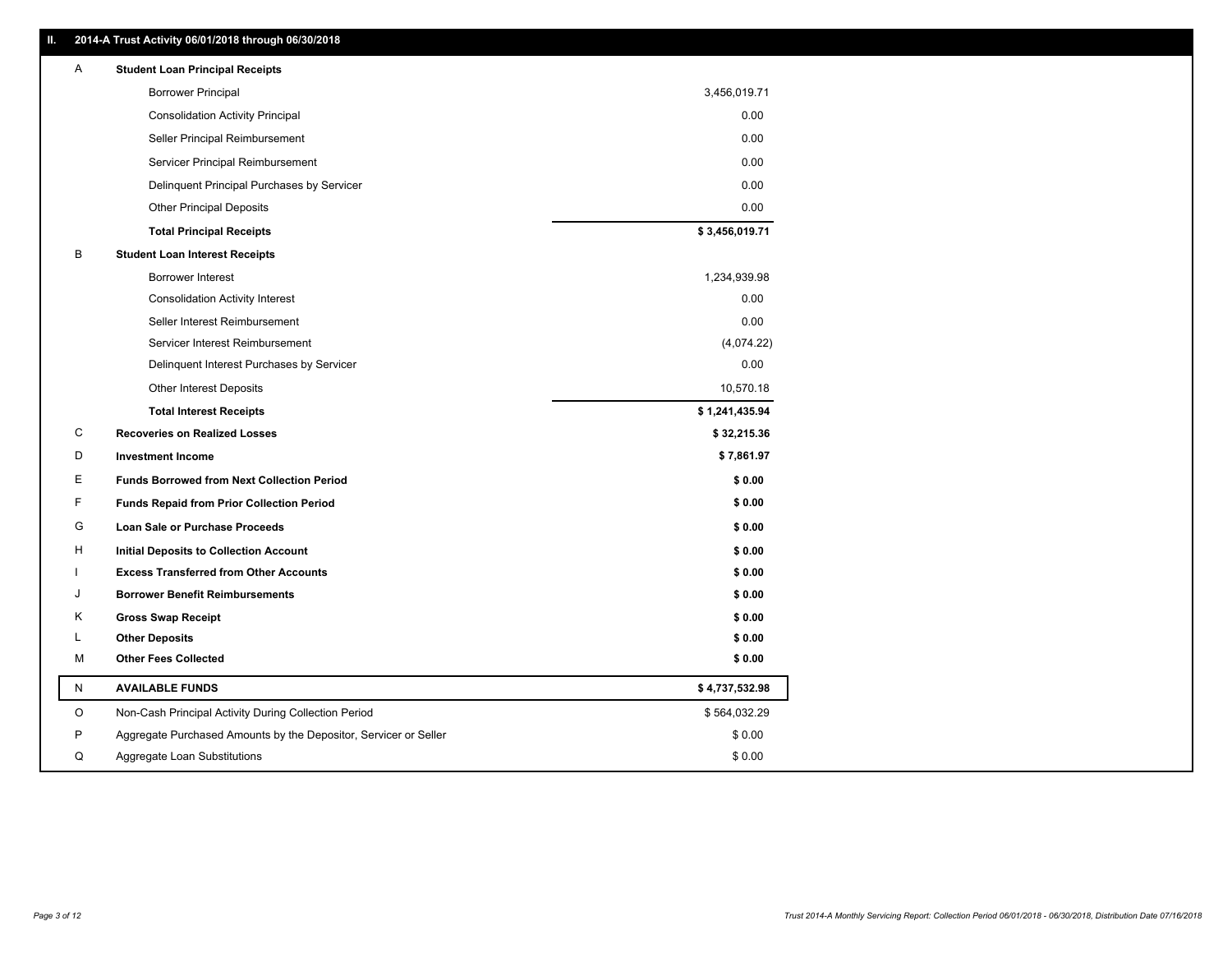## II. 2014-A Trust Activity 06/01/2018 through 06/30/2018

| | | |
|---|---|---|
| A | **Student Loan Principal Receipts** | |
| | Borrower Principal | 3,456,019.71 |
| | Consolidation Activity Principal | 0.00 |
| | Seller Principal Reimbursement | 0.00 |
| | Servicer Principal Reimbursement | 0.00 |
| | Delinquent Principal Purchases by Servicer | 0.00 |
| | Other Principal Deposits | 0.00 |
| | **Total Principal Receipts** | **$ 3,456,019.71** |
| B | **Student Loan Interest Receipts** | |
| | Borrower Interest | 1,234,939.98 |
| | Consolidation Activity Interest | 0.00 |
| | Seller Interest Reimbursement | 0.00 |
| | Servicer Interest Reimbursement | (4,074.22) |
| | Delinquent Interest Purchases by Servicer | 0.00 |
| | Other Interest Deposits | 10,570.18 |
| | **Total Interest Receipts** | **$ 1,241,435.94** |
| C | **Recoveries on Realized Losses** | **$ 32,215.36** |
| D | **Investment Income** | **$ 7,861.97** |
| E | **Funds Borrowed from Next Collection Period** | **$ 0.00** |
| F | **Funds Repaid from Prior Collection Period** | **$ 0.00** |
| G | **Loan Sale or Purchase Proceeds** | **$ 0.00** |
| H | **Initial Deposits to Collection Account** | **$ 0.00** |
| I | **Excess Transferred from Other Accounts** | **$ 0.00** |
| J | **Borrower Benefit Reimbursements** | **$ 0.00** |
| K | **Gross Swap Receipt** | **$ 0.00** |
| L | **Other Deposits** | **$ 0.00** |
| M | **Other Fees Collected** | **$ 0.00** |
| N | **AVAILABLE FUNDS** | **$ 4,737,532.98** |
| O | Non-Cash Principal Activity During Collection Period | $ 564,032.29 |
| P | Aggregate Purchased Amounts by the Depositor, Servicer or Seller | $ 0.00 |
| Q | Aggregate Loan Substitutions | $ 0.00 |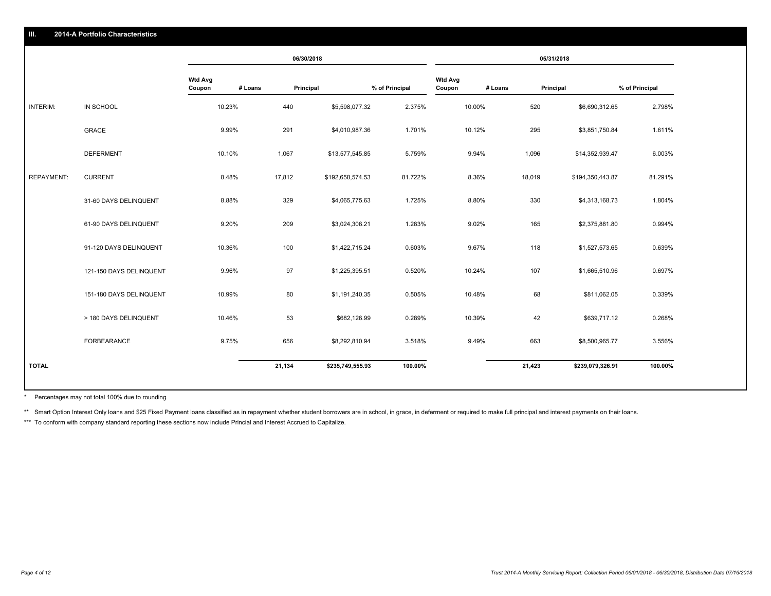## III. 2014-A Portfolio Characteristics

| | | 06/30/2018 | | | | 05/31/2018 | | | |
|---|---|---|---|---|---|---|---|---|---|
| | | Wtd Avg Coupon | # Loans | Principal | % of Principal | Wtd Avg Coupon | # Loans | Principal | % of Principal |
| INTERIM: | IN SCHOOL | 10.23% | 440 | $5,598,077.32 | 2.375% | 10.00% | 520 | $6,690,312.65 | 2.798% |
| | GRACE | 9.99% | 291 | $4,010,987.36 | 1.701% | 10.12% | 295 | $3,851,750.84 | 1.611% |
| | DEFERMENT | 10.10% | 1,067 | $13,577,545.85 | 5.759% | 9.94% | 1,096 | $14,352,939.47 | 6.003% |
| REPAYMENT: | CURRENT | 8.48% | 17,812 | $192,658,574.53 | 81.722% | 8.36% | 18,019 | $194,350,443.87 | 81.291% |
| | 31-60 DAYS DELINQUENT | 8.88% | 329 | $4,065,775.63 | 1.725% | 8.80% | 330 | $4,313,168.73 | 1.804% |
| | 61-90 DAYS DELINQUENT | 9.20% | 209 | $3,024,306.21 | 1.283% | 9.02% | 165 | $2,375,881.80 | 0.994% |
| | 91-120 DAYS DELINQUENT | 10.36% | 100 | $1,422,715.24 | 0.603% | 9.67% | 118 | $1,527,573.65 | 0.639% |
| | 121-150 DAYS DELINQUENT | 9.96% | 97 | $1,225,395.51 | 0.520% | 10.24% | 107 | $1,665,510.96 | 0.697% |
| | 151-180 DAYS DELINQUENT | 10.99% | 80 | $1,191,240.35 | 0.505% | 10.48% | 68 | $811,062.05 | 0.339% |
| | > 180 DAYS DELINQUENT | 10.46% | 53 | $682,126.99 | 0.289% | 10.39% | 42 | $639,717.12 | 0.268% |
| | FORBEARANCE | 9.75% | 656 | $8,292,810.94 | 3.518% | 9.49% | 663 | $8,500,965.77 | 3.556% |
| **TOTAL** | | | **21,134** | **$235,749,555.93** | **100.00%** | | **21,423** | **$239,079,326.91** | **100.00%** |

\* Percentages may not total 100% due to rounding

\*\* Smart Option Interest Only loans and $25 Fixed Payment loans classified as in repayment whether student borrowers are in school, in grace, in deferment or required to make full principal and interest payments on their loans.

\*\*\* To conform with company standard reporting these sections now include Princial and Interest Accrued to Capitalize.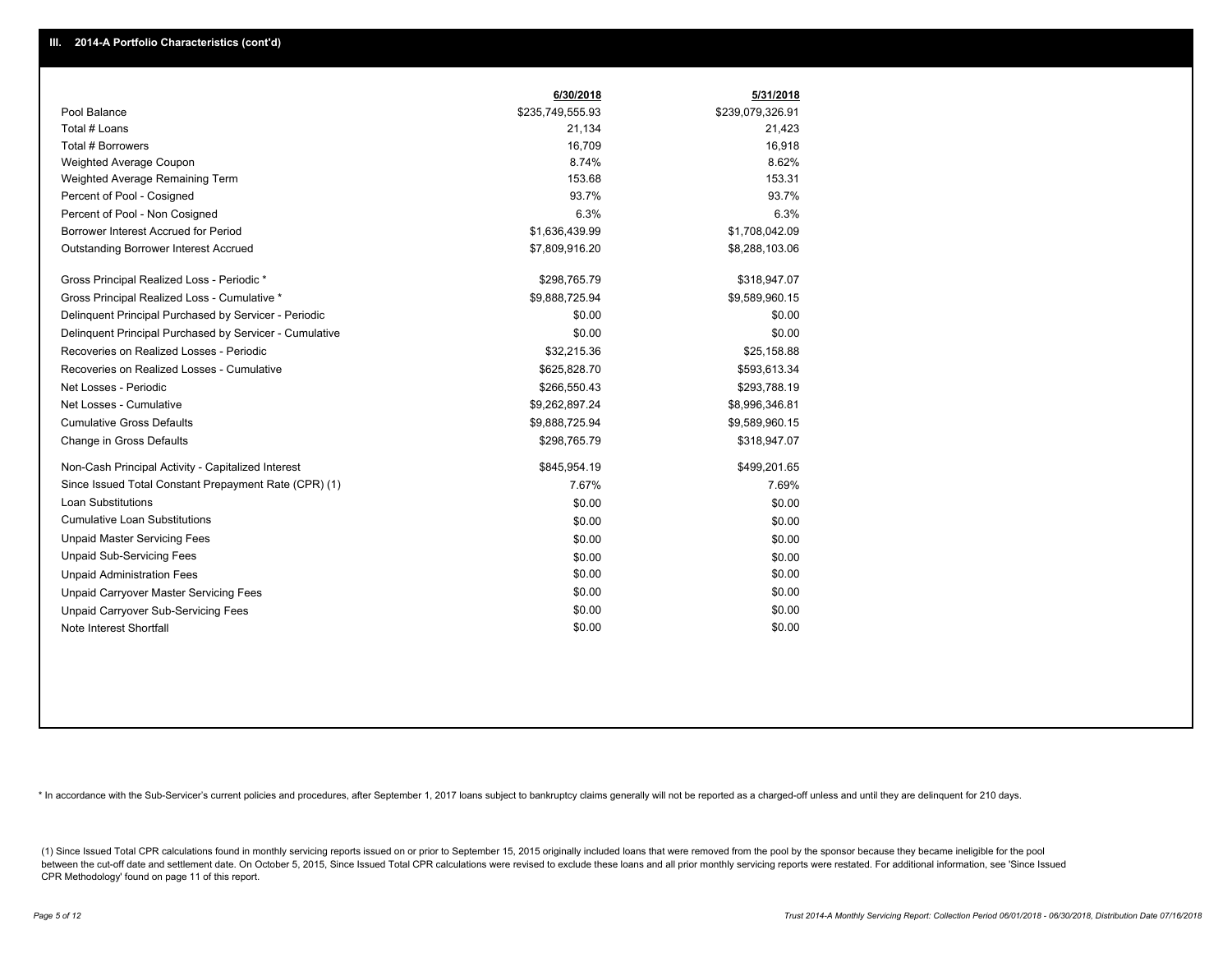## III. 2014-A Portfolio Characteristics (cont'd)

| | 6/30/2018 | 5/31/2018 |
|---|---|---|
| Pool Balance | $235,749,555.93 | $239,079,326.91 |
| Total # Loans | 21,134 | 21,423 |
| Total # Borrowers | 16,709 | 16,918 |
| Weighted Average Coupon | 8.74% | 8.62% |
| Weighted Average Remaining Term | 153.68 | 153.31 |
| Percent of Pool - Cosigned | 93.7% | 93.7% |
| Percent of Pool - Non Cosigned | 6.3% | 6.3% |
| Borrower Interest Accrued for Period | $1,636,439.99 | $1,708,042.09 |
| Outstanding Borrower Interest Accrued | $7,809,916.20 | $8,288,103.06 |
| Gross Principal Realized Loss - Periodic * | $298,765.79 | $318,947.07 |
| Gross Principal Realized Loss - Cumulative * | $9,888,725.94 | $9,589,960.15 |
| Delinquent Principal Purchased by Servicer - Periodic | $0.00 | $0.00 |
| Delinquent Principal Purchased by Servicer - Cumulative | $0.00 | $0.00 |
| Recoveries on Realized Losses - Periodic | $32,215.36 | $25,158.88 |
| Recoveries on Realized Losses - Cumulative | $625,828.70 | $593,613.34 |
| Net Losses - Periodic | $266,550.43 | $293,788.19 |
| Net Losses - Cumulative | $9,262,897.24 | $8,996,346.81 |
| Cumulative Gross Defaults | $9,888,725.94 | $9,589,960.15 |
| Change in Gross Defaults | $298,765.79 | $318,947.07 |
| Non-Cash Principal Activity - Capitalized Interest | $845,954.19 | $499,201.65 |
| Since Issued Total Constant Prepayment Rate (CPR) (1) | 7.67% | 7.69% |
| Loan Substitutions | $0.00 | $0.00 |
| Cumulative Loan Substitutions | $0.00 | $0.00 |
| Unpaid Master Servicing Fees | $0.00 | $0.00 |
| Unpaid Sub-Servicing Fees | $0.00 | $0.00 |
| Unpaid Administration Fees | $0.00 | $0.00 |
| Unpaid Carryover Master Servicing Fees | $0.00 | $0.00 |
| Unpaid Carryover Sub-Servicing Fees | $0.00 | $0.00 |
| Note Interest Shortfall | $0.00 | $0.00 |

* In accordance with the Sub-Servicer's current policies and procedures, after September 1, 2017 loans subject to bankruptcy claims generally will not be reported as a charged-off unless and until they are delinquent for 210 days.

(1) Since Issued Total CPR calculations found in monthly servicing reports issued on or prior to September 15, 2015 originally included loans that were removed from the pool by the sponsor because they became ineligible for the pool between the cut-off date and settlement date. On October 5, 2015, Since Issued Total CPR calculations were revised to exclude these loans and all prior monthly servicing reports were restated. For additional information, see 'Since Issued CPR Methodology' found on page 11 of this report.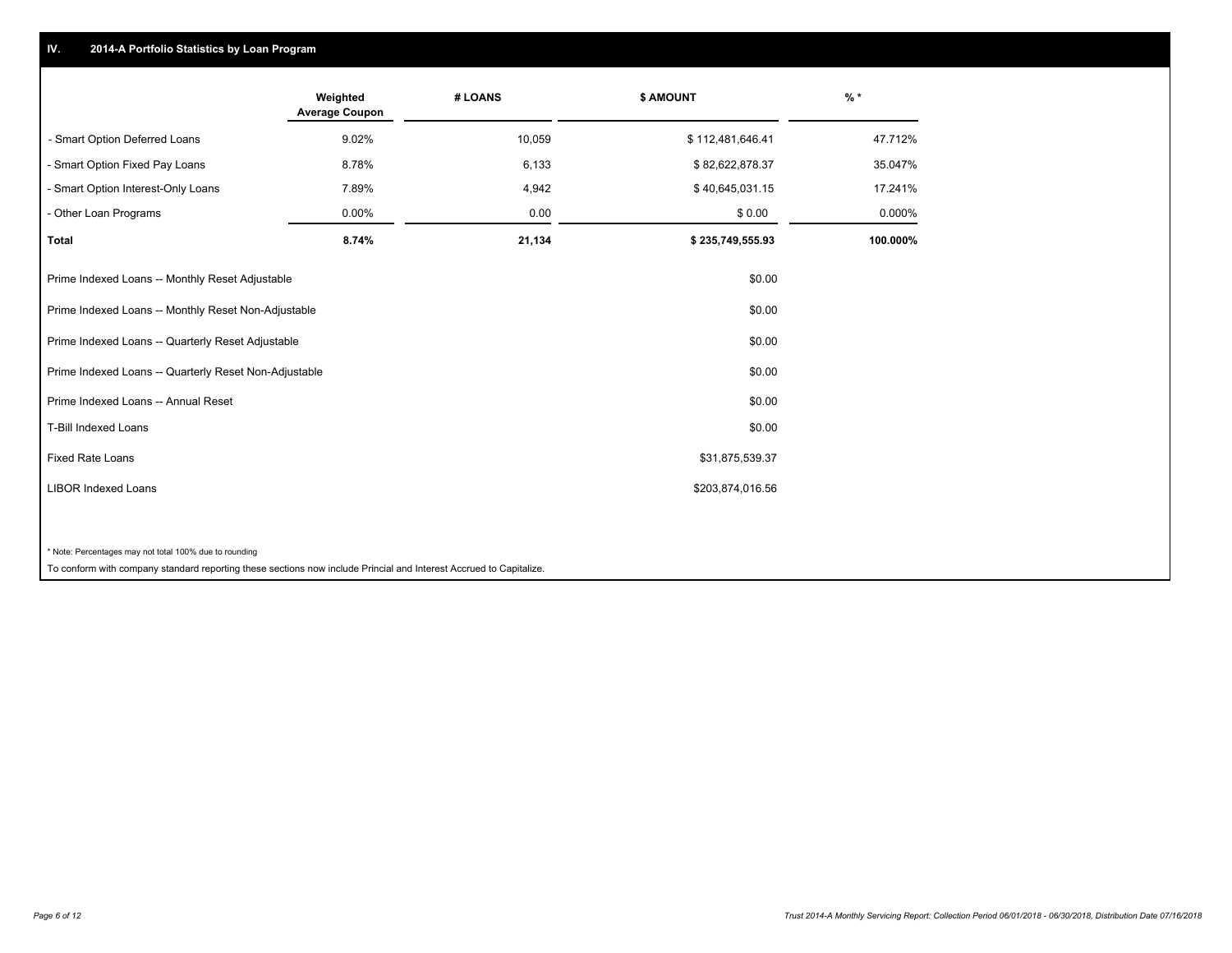## IV. 2014-A Portfolio Statistics by Loan Program

| | Weighted Average Coupon | # LOANS | $ AMOUNT | % * |
|---|---|---|---|---|
| - Smart Option Deferred Loans | 9.02% | 10,059 | $ 112,481,646.41 | 47.712% |
| - Smart Option Fixed Pay Loans | 8.78% | 6,133 | $ 82,622,878.37 | 35.047% |
| - Smart Option Interest-Only Loans | 7.89% | 4,942 | $ 40,645,031.15 | 17.241% |
| - Other Loan Programs | 0.00% | 0.00 | $ 0.00 | 0.000% |
| **Total** | **8.74%** | **21,134** | **$ 235,749,555.93** | **100.000%** |

| | |
|---|---|
| Prime Indexed Loans -- Monthly Reset Adjustable | $0.00 |
| Prime Indexed Loans -- Monthly Reset Non-Adjustable | $0.00 |
| Prime Indexed Loans -- Quarterly Reset Adjustable | $0.00 |
| Prime Indexed Loans -- Quarterly Reset Non-Adjustable | $0.00 |
| Prime Indexed Loans -- Annual Reset | $0.00 |
| T-Bill Indexed Loans | $0.00 |
| Fixed Rate Loans | $31,875,539.37 |
| LIBOR Indexed Loans | $203,874,016.56 |

* Note: Percentages may not total 100% due to rounding

To conform with company standard reporting these sections now include Princial and Interest Accrued to Capitalize.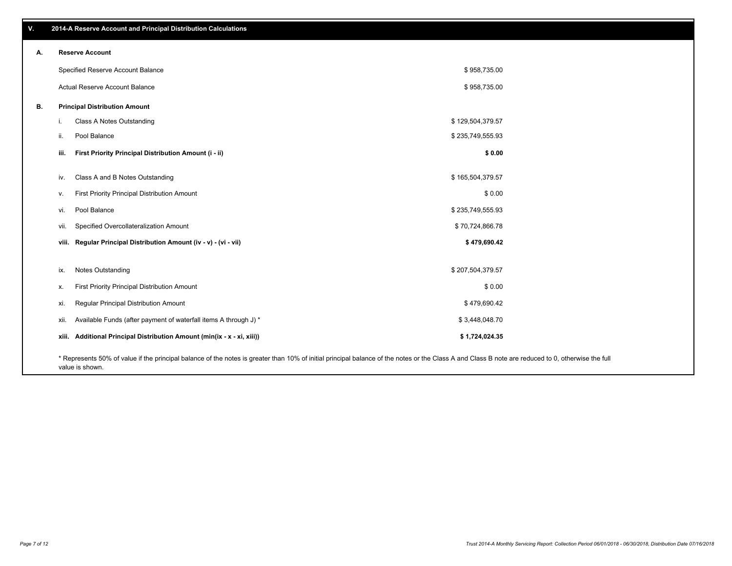## V. 2014-A Reserve Account and Principal Distribution Calculations

### A. Reserve Account

| | |
|---|---|
| Specified Reserve Account Balance | $ 958,735.00 |
| Actual Reserve Account Balance | $ 958,735.00 |

### B. Principal Distribution Amount

| | | |
|---|---|---|
| i. | Class A Notes Outstanding | $ 129,504,379.57 |
| ii. | Pool Balance | $ 235,749,555.93 |
| **iii.** | **First Priority Principal Distribution Amount (i - ii)** | **$ 0.00** |
| iv. | Class A and B Notes Outstanding | $ 165,504,379.57 |
| v. | First Priority Principal Distribution Amount | $ 0.00 |
| vi. | Pool Balance | $ 235,749,555.93 |
| vii. | Specified Overcollateralization Amount | $ 70,724,866.78 |
| **viii.** | **Regular Principal Distribution Amount (iv - v) - (vi - vii)** | **$ 479,690.42** |
| ix. | Notes Outstanding | $ 207,504,379.57 |
| x. | First Priority Principal Distribution Amount | $ 0.00 |
| xi. | Regular Principal Distribution Amount | $ 479,690.42 |
| xii. | Available Funds (after payment of waterfall items A through J) * | $ 3,448,048.70 |
| **xiii.** | **Additional Principal Distribution Amount (min(ix - x - xi, xiii))** | **$ 1,724,024.35** |

* Represents 50% of value if the principal balance of the notes is greater than 10% of initial principal balance of the notes or the Class A and Class B note are reduced to 0, otherwise the full value is shown.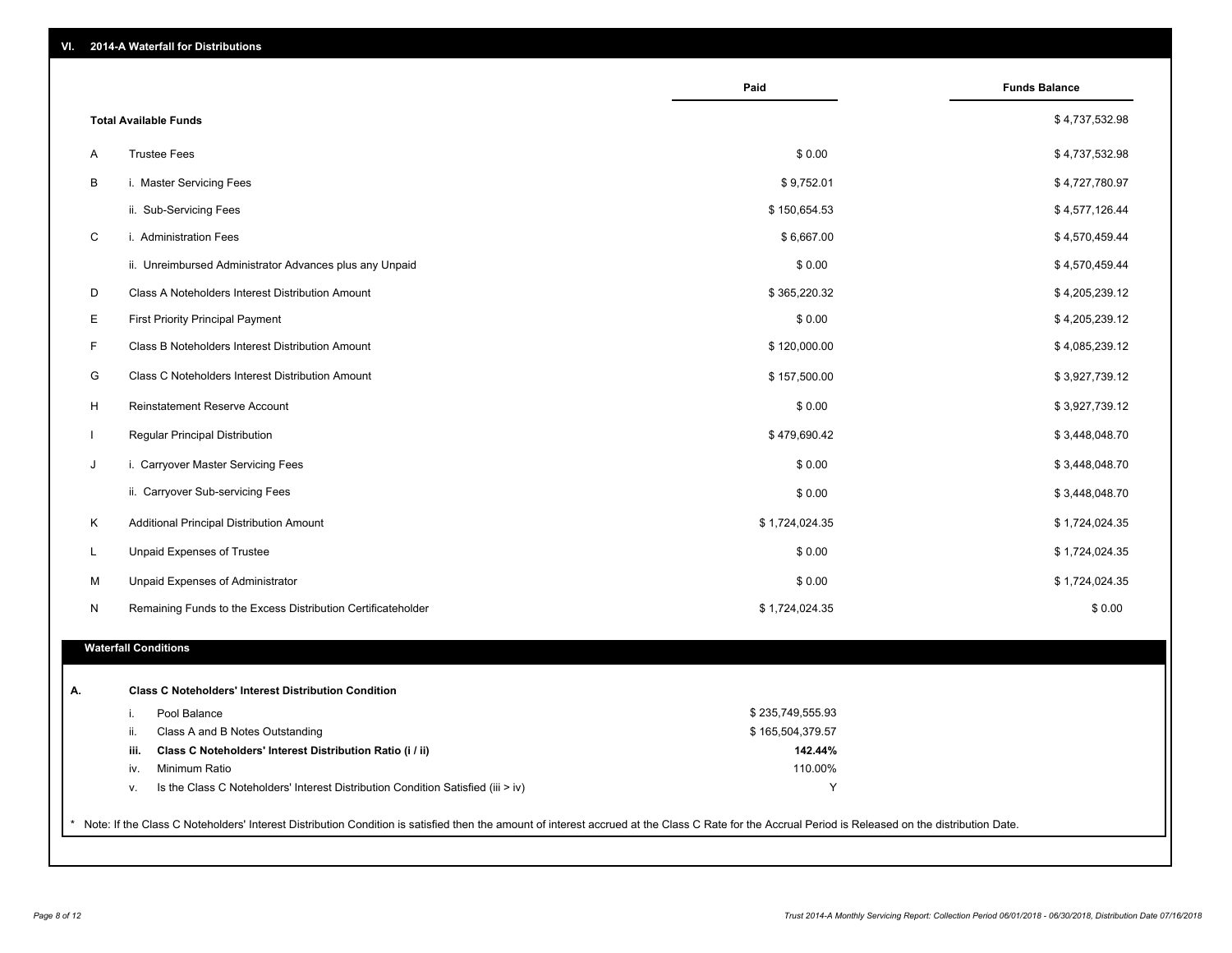## VI. 2014-A Waterfall for Distributions

| | | Paid | Funds Balance |
|---|---|---|---|
| | **Total Available Funds** | | $ 4,737,532.98 |
| A | Trustee Fees | $ 0.00 | $ 4,737,532.98 |
| B | i. Master Servicing Fees | $ 9,752.01 | $ 4,727,780.97 |
| | ii. Sub-Servicing Fees | $ 150,654.53 | $ 4,577,126.44 |
| C | i. Administration Fees | $ 6,667.00 | $ 4,570,459.44 |
| | ii. Unreimbursed Administrator Advances plus any Unpaid | $ 0.00 | $ 4,570,459.44 |
| D | Class A Noteholders Interest Distribution Amount | $ 365,220.32 | $ 4,205,239.12 |
| E | First Priority Principal Payment | $ 0.00 | $ 4,205,239.12 |
| F | Class B Noteholders Interest Distribution Amount | $ 120,000.00 | $ 4,085,239.12 |
| G | Class C Noteholders Interest Distribution Amount | $ 157,500.00 | $ 3,927,739.12 |
| H | Reinstatement Reserve Account | $ 0.00 | $ 3,927,739.12 |
| I | Regular Principal Distribution | $ 479,690.42 | $ 3,448,048.70 |
| J | i. Carryover Master Servicing Fees | $ 0.00 | $ 3,448,048.70 |
| | ii. Carryover Sub-servicing Fees | $ 0.00 | $ 3,448,048.70 |
| K | Additional Principal Distribution Amount | $ 1,724,024.35 | $ 1,724,024.35 |
| L | Unpaid Expenses of Trustee | $ 0.00 | $ 1,724,024.35 |
| M | Unpaid Expenses of Administrator | $ 0.00 | $ 1,724,024.35 |
| N | Remaining Funds to the Excess Distribution Certificateholder | $ 1,724,024.35 | $ 0.00 |

### Waterfall Conditions

| | | | |
|---|---|---|---|
| **A.** | | **Class C Noteholders' Interest Distribution Condition** | |
| | i. | Pool Balance | $ 235,749,555.93 |
| | ii. | Class A and B Notes Outstanding | $ 165,504,379.57 |
| | **iii.** | **Class C Noteholders' Interest Distribution Ratio (i / ii)** | **142.44%** |
| | iv. | Minimum Ratio | 110.00% |
| | v. | Is the Class C Noteholders' Interest Distribution Condition Satisfied (iii > iv) | Y |

* Note: If the Class C Noteholders' Interest Distribution Condition is satisfied then the amount of interest accrued at the Class C Rate for the Accrual Period is Released on the distribution Date.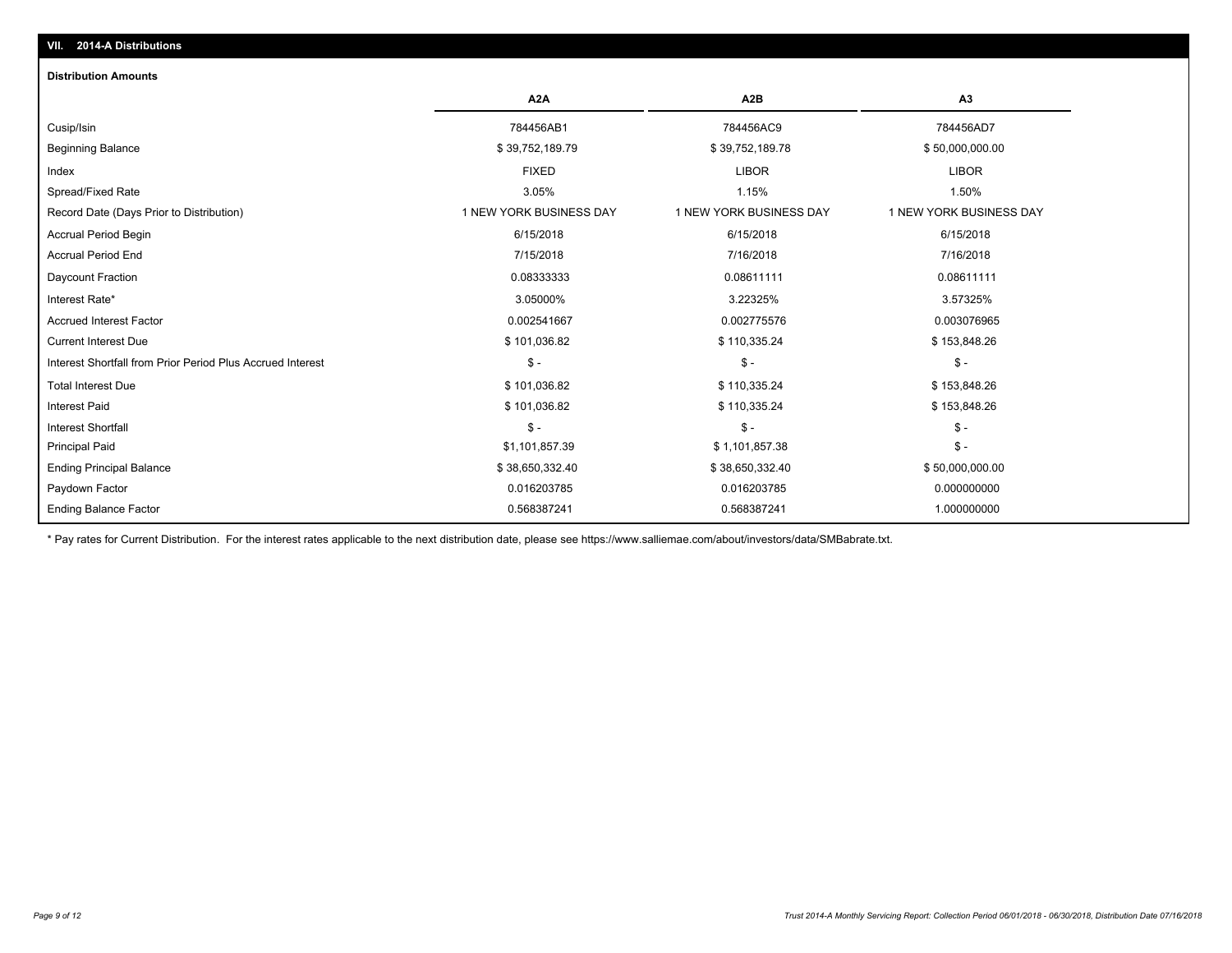## VII. 2014-A Distributions

### Distribution Amounts

| | A2A | A2B | A3 |
|---|---|---|---|
| Cusip/Isin | 784456AB1 | 784456AC9 | 784456AD7 |
| Beginning Balance | $ 39,752,189.79 | $ 39,752,189.78 | $ 50,000,000.00 |
| Index | FIXED | LIBOR | LIBOR |
| Spread/Fixed Rate | 3.05% | 1.15% | 1.50% |
| Record Date (Days Prior to Distribution) | 1 NEW YORK BUSINESS DAY | 1 NEW YORK BUSINESS DAY | 1 NEW YORK BUSINESS DAY |
| Accrual Period Begin | 6/15/2018 | 6/15/2018 | 6/15/2018 |
| Accrual Period End | 7/15/2018 | 7/16/2018 | 7/16/2018 |
| Daycount Fraction | 0.08333333 | 0.08611111 | 0.08611111 |
| Interest Rate* | 3.05000% | 3.22325% | 3.57325% |
| Accrued Interest Factor | 0.002541667 | 0.002775576 | 0.003076965 |
| Current Interest Due | $ 101,036.82 | $ 110,335.24 | $ 153,848.26 |
| Interest Shortfall from Prior Period Plus Accrued Interest | $ - | $ - | $ - |
| Total Interest Due | $ 101,036.82 | $ 110,335.24 | $ 153,848.26 |
| Interest Paid | $ 101,036.82 | $ 110,335.24 | $ 153,848.26 |
| Interest Shortfall | $ - | $ - | $ - |
| Principal Paid | $1,101,857.39 | $ 1,101,857.38 | $ - |
| Ending Principal Balance | $ 38,650,332.40 | $ 38,650,332.40 | $ 50,000,000.00 |
| Paydown Factor | 0.016203785 | 0.016203785 | 0.000000000 |
| Ending Balance Factor | 0.568387241 | 0.568387241 | 1.000000000 |

* Pay rates for Current Distribution. For the interest rates applicable to the next distribution date, please see https://www.salliemae.com/about/investors/data/SMBabrate.txt.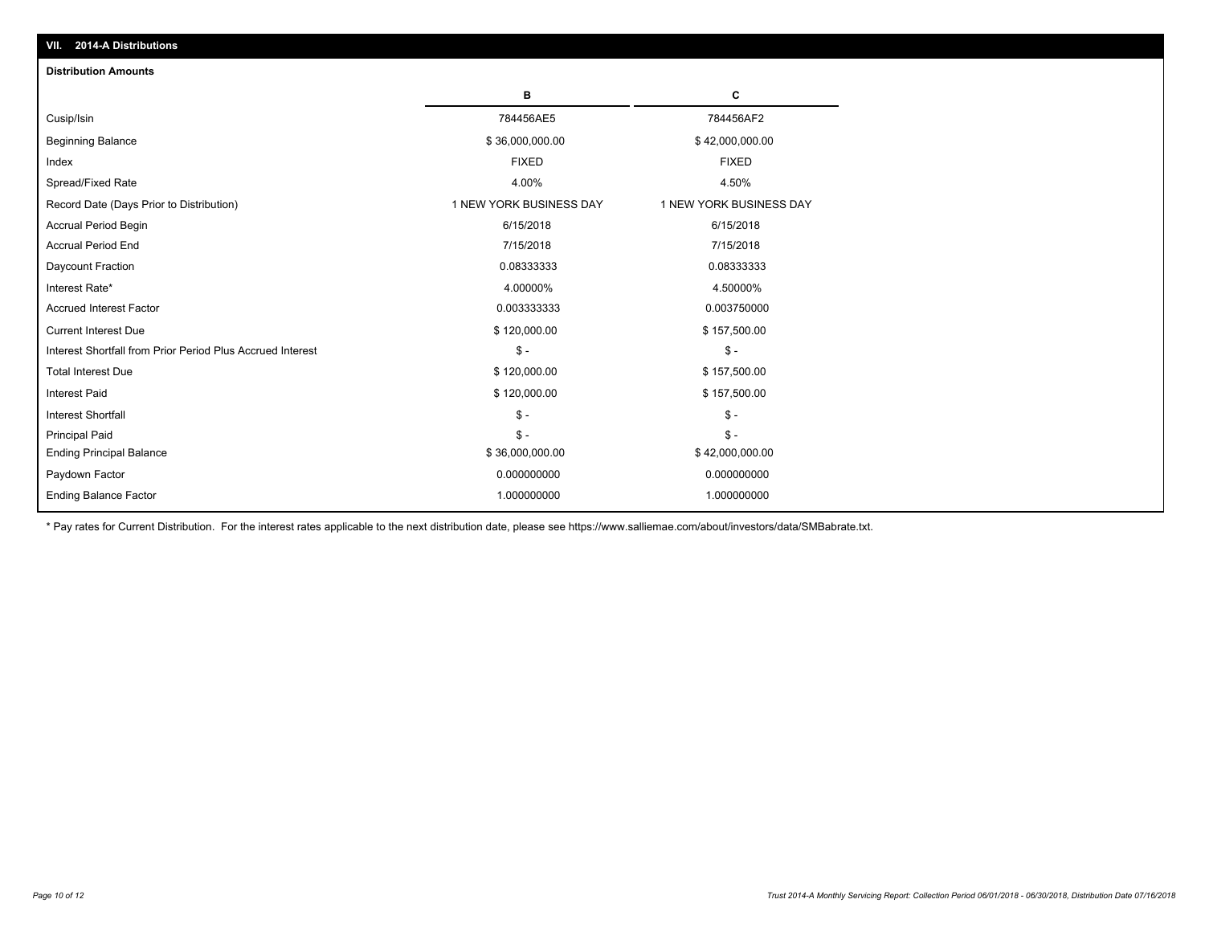## VII. 2014-A Distributions

### Distribution Amounts

| | B | C |
|---|---|---|
| Cusip/Isin | 784456AE5 | 784456AF2 |
| Beginning Balance | $ 36,000,000.00 | $ 42,000,000.00 |
| Index | FIXED | FIXED |
| Spread/Fixed Rate | 4.00% | 4.50% |
| Record Date (Days Prior to Distribution) | 1 NEW YORK BUSINESS DAY | 1 NEW YORK BUSINESS DAY |
| Accrual Period Begin | 6/15/2018 | 6/15/2018 |
| Accrual Period End | 7/15/2018 | 7/15/2018 |
| Daycount Fraction | 0.08333333 | 0.08333333 |
| Interest Rate* | 4.00000% | 4.50000% |
| Accrued Interest Factor | 0.003333333 | 0.003750000 |
| Current Interest Due | $ 120,000.00 | $ 157,500.00 |
| Interest Shortfall from Prior Period Plus Accrued Interest | $ - | $ - |
| Total Interest Due | $ 120,000.00 | $ 157,500.00 |
| Interest Paid | $ 120,000.00 | $ 157,500.00 |
| Interest Shortfall | $ - | $ - |
| Principal Paid | $ - | $ - |
| Ending Principal Balance | $ 36,000,000.00 | $ 42,000,000.00 |
| Paydown Factor | 0.000000000 | 0.000000000 |
| Ending Balance Factor | 1.000000000 | 1.000000000 |

* Pay rates for Current Distribution. For the interest rates applicable to the next distribution date, please see https://www.salliemae.com/about/investors/data/SMBabrate.txt.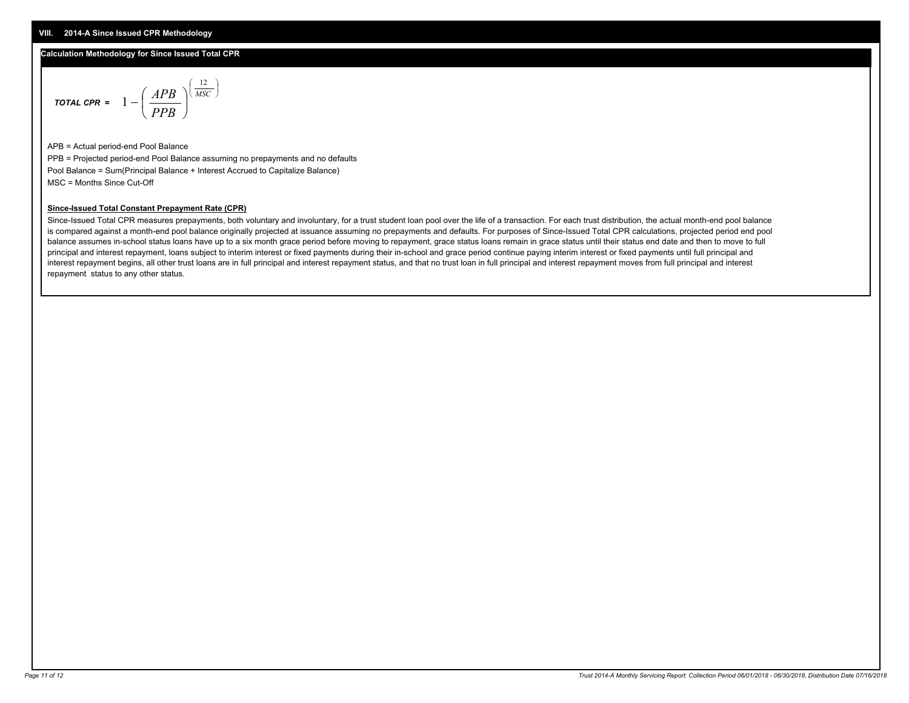## VIII. 2014-A Since Issued CPR Methodology

### Calculation Methodology for Since Issued Total CPR

***TOTAL CPR =*** $$1 - \left( \frac{APB}{PPB} \right)^{\left( \frac{12}{MSC} \right)}$$

APB = Actual period-end Pool Balance

PPB = Projected period-end Pool Balance assuming no prepayments and no defaults

Pool Balance = Sum(Principal Balance + Interest Accrued to Capitalize Balance)

MSC = Months Since Cut-Off

**Since-Issued Total Constant Prepayment Rate (CPR)**

Since-Issued Total CPR measures prepayments, both voluntary and involuntary, for a trust student loan pool over the life of a transaction. For each trust distribution, the actual month-end pool balance is compared against a month-end pool balance originally projected at issuance assuming no prepayments and defaults. For purposes of Since-Issued Total CPR calculations, projected period end pool balance assumes in-school status loans have up to a six month grace period before moving to repayment, grace status loans remain in grace status until their status end date and then to move to full principal and interest repayment, loans subject to interim interest or fixed payments during their in-school and grace period continue paying interim interest or fixed payments until full principal and interest repayment begins, all other trust loans are in full principal and interest repayment status, and that no trust loan in full principal and interest repayment moves from full principal and interest repayment status to any other status.